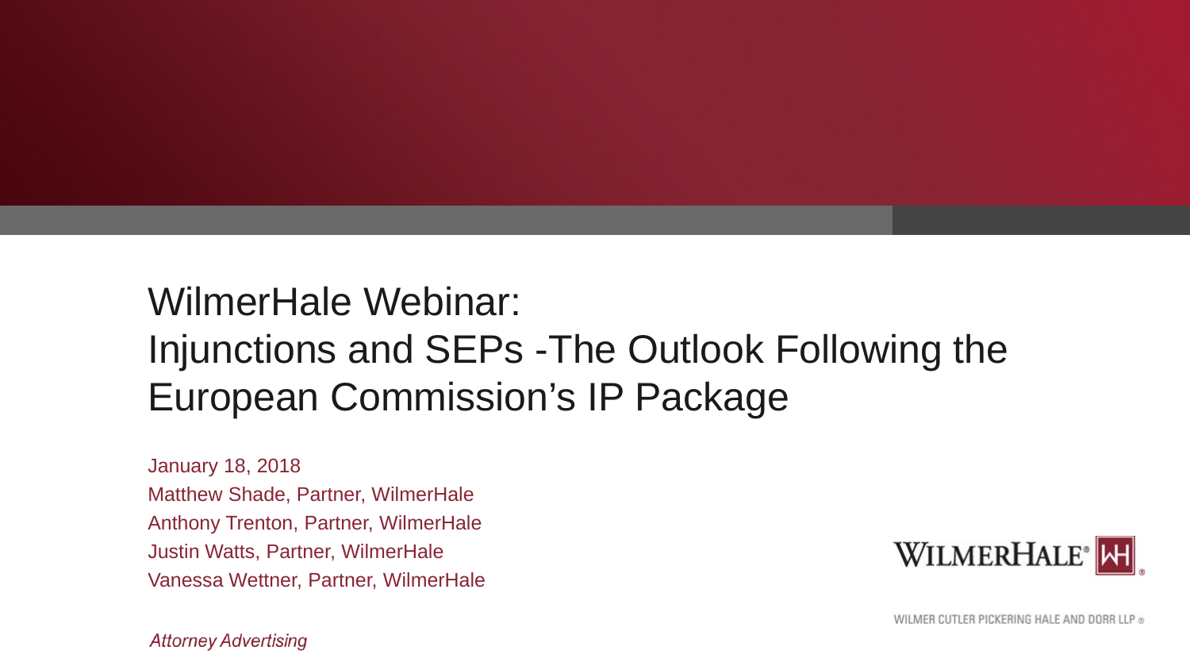# WilmerHale Webinar: Injunctions and SEPs -The Outlook Following the European Commission's IP Package

January 18, 2018

Matthew Shade, Partner, WilmerHale

Anthony Trenton, Partner, WilmerHale

Justin Watts, Partner, WilmerHale

Vanessa Wettner, Partner, WilmerHale

WILMERHALE®

WILMER CUTLER PICKERING HALE AND DORR LLP ®

*Attorney Advertising*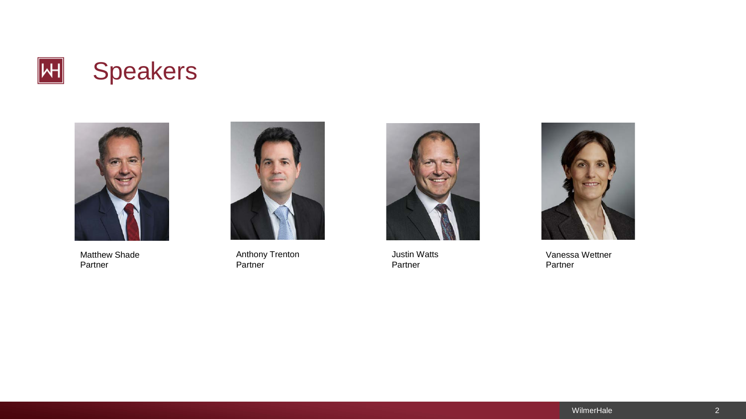# Speakers

Matthew Shade
Partner

Anthony Trenton
Partner

Justin Watts
Partner

Vanessa Wettner
Partner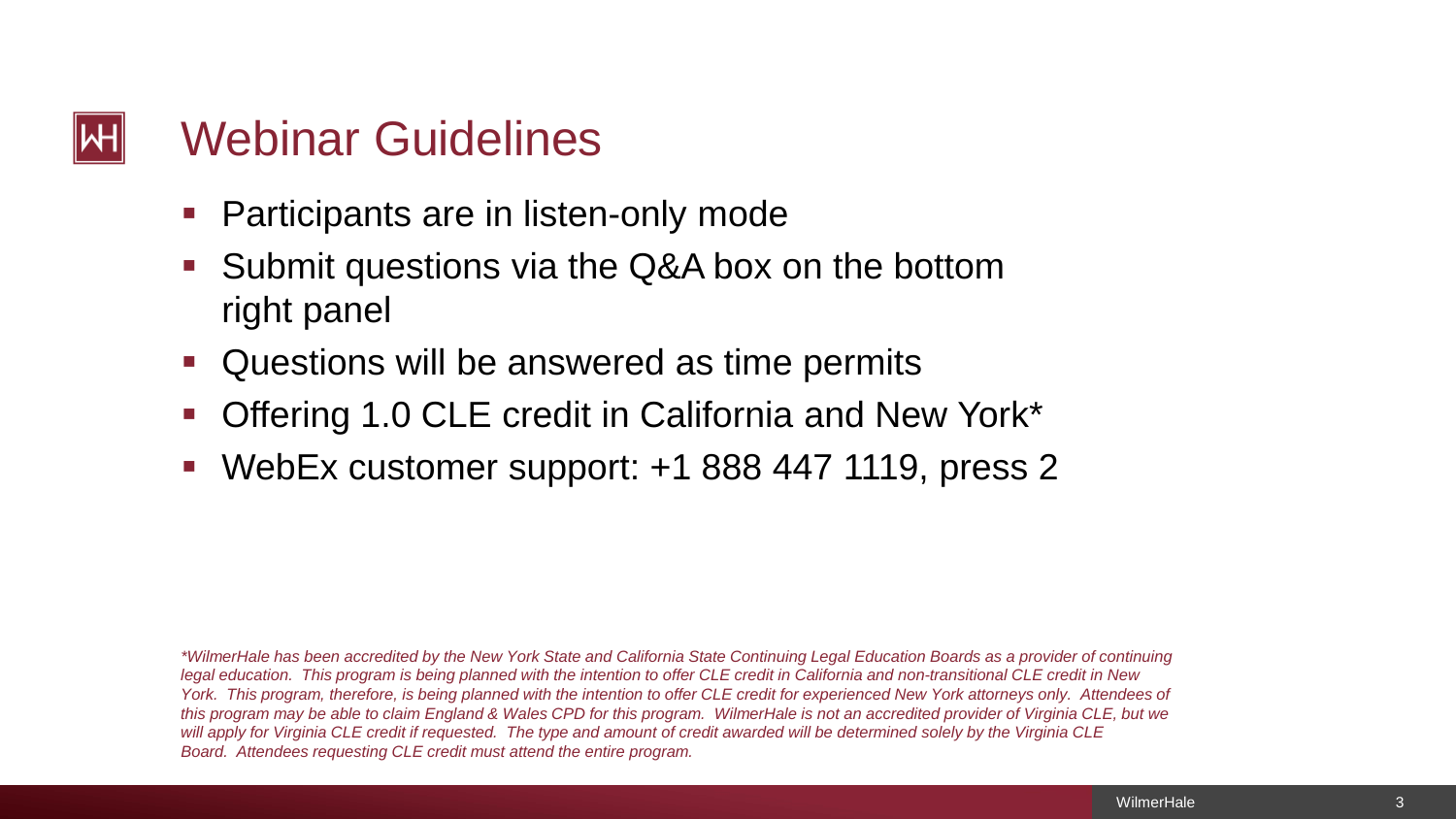# Webinar Guidelines

- Participants are in listen-only mode
- Submit questions via the Q&A box on the bottom right panel
- Questions will be answered as time permits
- Offering 1.0 CLE credit in California and New York*
- WebEx customer support: +1 888 447 1119, press 2

*\*WilmerHale has been accredited by the New York State and California State Continuing Legal Education Boards as a provider of continuing legal education. This program is being planned with the intention to offer CLE credit in California and non-transitional CLE credit in New York. This program, therefore, is being planned with the intention to offer CLE credit for experienced New York attorneys only. Attendees of this program may be able to claim England & Wales CPD for this program. WilmerHale is not an accredited provider of Virginia CLE, but we will apply for Virginia CLE credit if requested. The type and amount of credit awarded will be determined solely by the Virginia CLE Board. Attendees requesting CLE credit must attend the entire program.*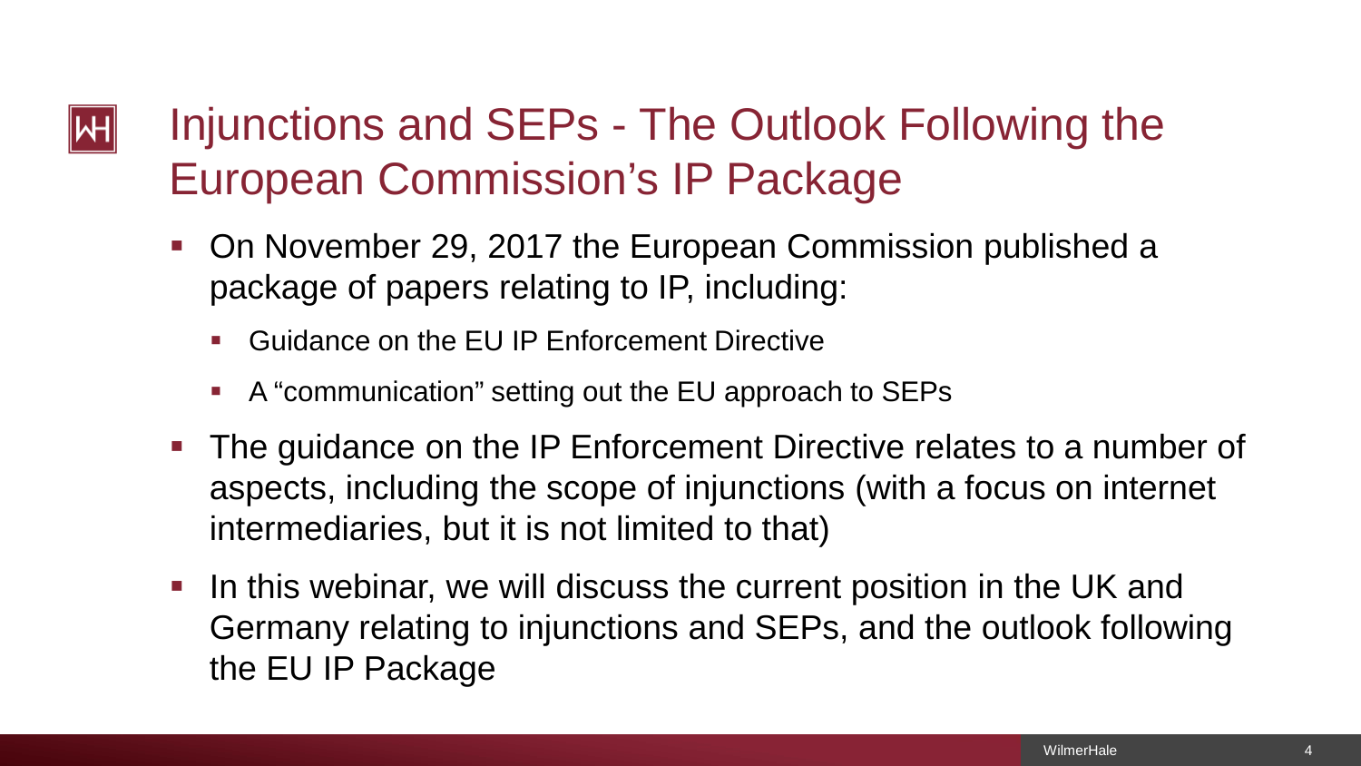# Injunctions and SEPs - The Outlook Following the European Commission's IP Package

- On November 29, 2017 the European Commission published a package of papers relating to IP, including:
  - Guidance on the EU IP Enforcement Directive
  - A "communication" setting out the EU approach to SEPs
- The guidance on the IP Enforcement Directive relates to a number of aspects, including the scope of injunctions (with a focus on internet intermediaries, but it is not limited to that)
- In this webinar, we will discuss the current position in the UK and Germany relating to injunctions and SEPs, and the outlook following the EU IP Package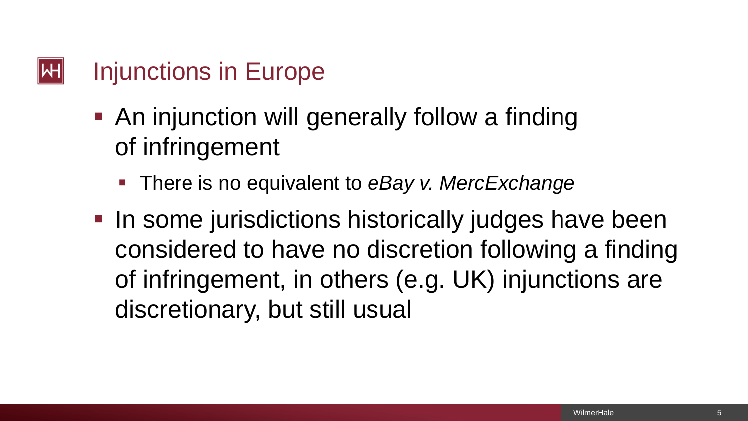# Injunctions in Europe

- An injunction will generally follow a finding of infringement
  - There is no equivalent to *eBay v. MercExchange*
- In some jurisdictions historically judges have been considered to have no discretion following a finding of infringement, in others (e.g. UK) injunctions are discretionary, but still usual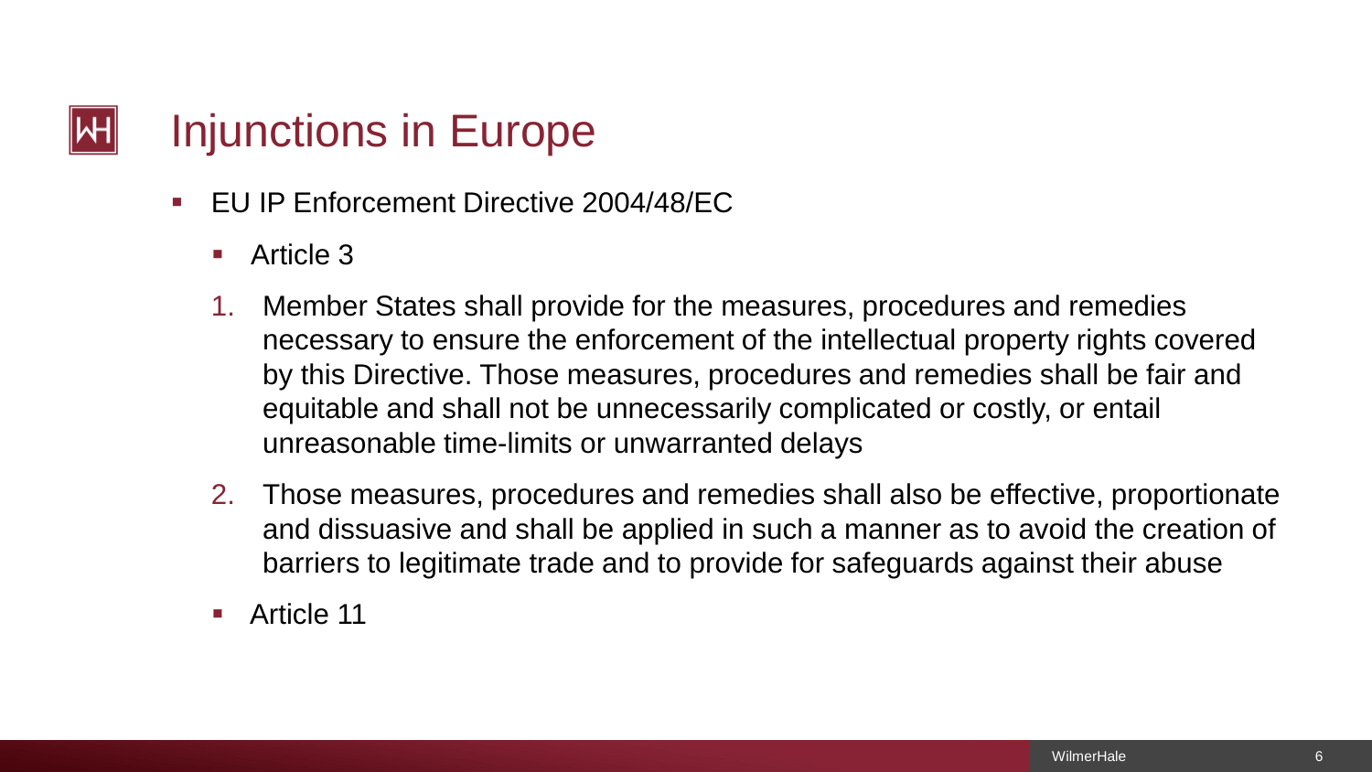# Injunctions in Europe

- EU IP Enforcement Directive 2004/48/EC
  - Article 3

    1. Member States shall provide for the measures, procedures and remedies necessary to ensure the enforcement of the intellectual property rights covered by this Directive. Those measures, procedures and remedies shall be fair and equitable and shall not be unnecessarily complicated or costly, or entail unreasonable time-limits or unwarranted delays
    2. Those measures, procedures and remedies shall also be effective, proportionate and dissuasive and shall be applied in such a manner as to avoid the creation of barriers to legitimate trade and to provide for safeguards against their abuse

  - Article 11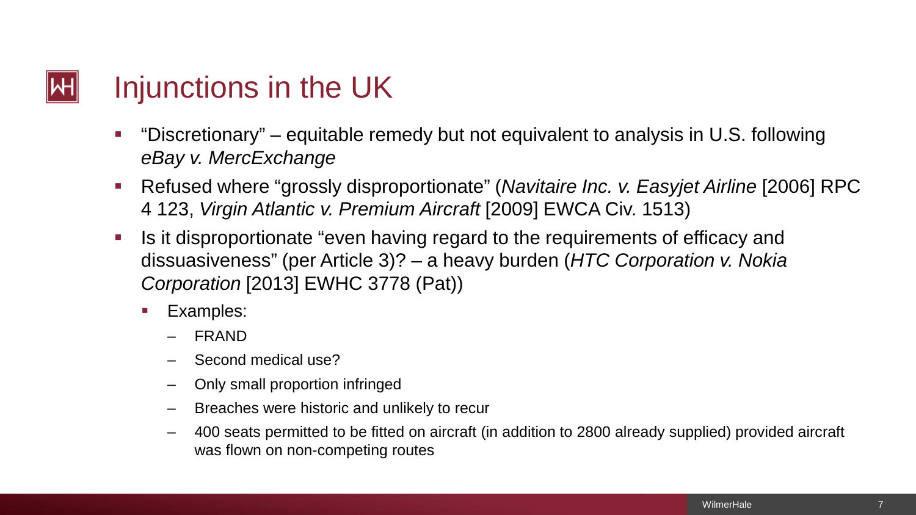# Injunctions in the UK

- "Discretionary" – equitable remedy but not equivalent to analysis in U.S. following *eBay v. MercExchange*
- Refused where "grossly disproportionate" (*Navitaire Inc. v. Easyjet Airline* [2006] RPC 4 123, *Virgin Atlantic v. Premium Aircraft* [2009] EWCA Civ. 1513)
- Is it disproportionate "even having regard to the requirements of efficacy and dissuasiveness" (per Article 3)? – a heavy burden (*HTC Corporation v. Nokia Corporation* [2013] EWHC 3778 (Pat))
  - Examples:
    - FRAND
    - Second medical use?
    - Only small proportion infringed
    - Breaches were historic and unlikely to recur
    - 400 seats permitted to be fitted on aircraft (in addition to 2800 already supplied) provided aircraft was flown on non-competing routes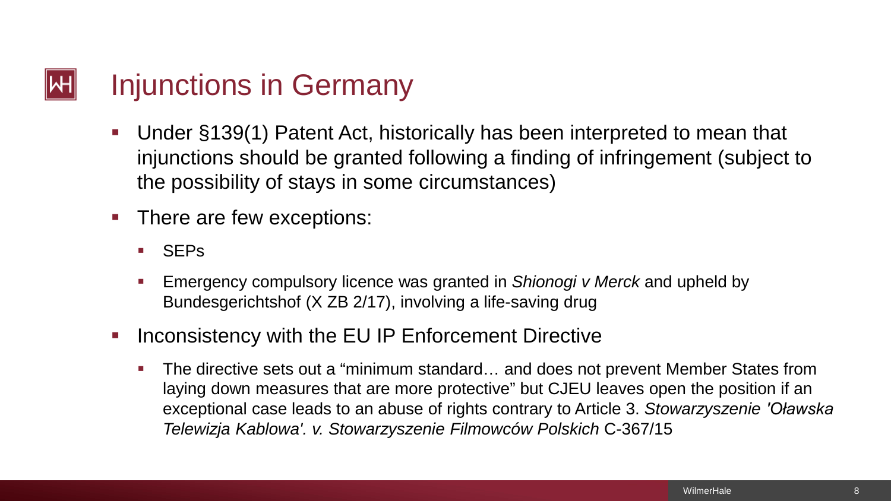# Injunctions in Germany

- Under §139(1) Patent Act, historically has been interpreted to mean that injunctions should be granted following a finding of infringement (subject to the possibility of stays in some circumstances)
- There are few exceptions:
  - SEPs
  - Emergency compulsory licence was granted in *Shionogi v Merck* and upheld by Bundesgerichtshof (X ZB 2/17), involving a life-saving drug
- Inconsistency with the EU IP Enforcement Directive
  - The directive sets out a "minimum standard… and does not prevent Member States from laying down measures that are more protective" but CJEU leaves open the position if an exceptional case leads to an abuse of rights contrary to Article 3. *Stowarzyszenie 'Oławska Telewizja Kablowa'. v. Stowarzyszenie Filmowców Polskich* C-367/15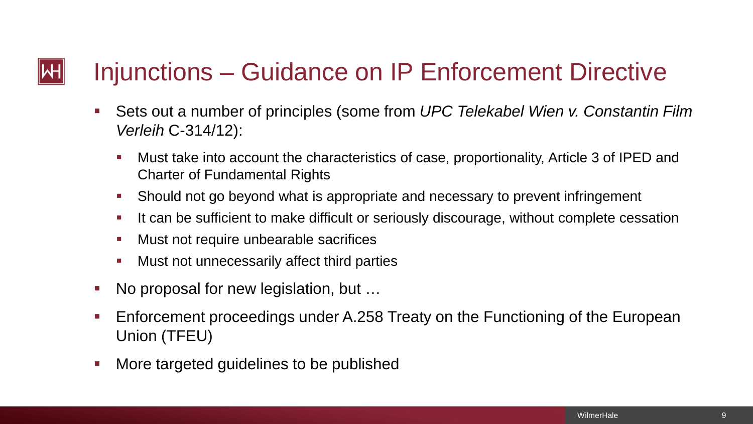# Injunctions – Guidance on IP Enforcement Directive

- Sets out a number of principles (some from *UPC Telekabel Wien v. Constantin Film Verleih* C-314/12):
  - Must take into account the characteristics of case, proportionality, Article 3 of IPED and Charter of Fundamental Rights
  - Should not go beyond what is appropriate and necessary to prevent infringement
  - It can be sufficient to make difficult or seriously discourage, without complete cessation
  - Must not require unbearable sacrifices
  - Must not unnecessarily affect third parties
- No proposal for new legislation, but …
- Enforcement proceedings under A.258 Treaty on the Functioning of the European Union (TFEU)
- More targeted guidelines to be published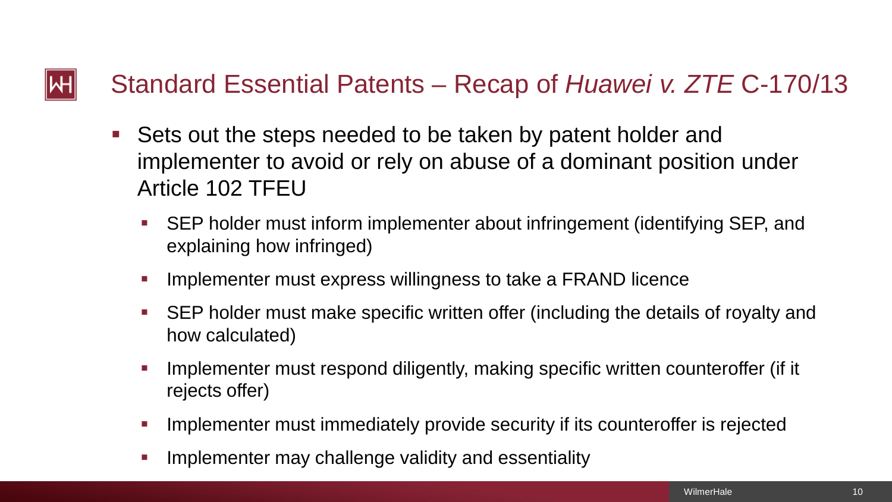# Standard Essential Patents – Recap of *Huawei v. ZTE* C-170/13

- Sets out the steps needed to be taken by patent holder and implementer to avoid or rely on abuse of a dominant position under Article 102 TFEU
  - SEP holder must inform implementer about infringement (identifying SEP, and explaining how infringed)
  - Implementer must express willingness to take a FRAND licence
  - SEP holder must make specific written offer (including the details of royalty and how calculated)
  - Implementer must respond diligently, making specific written counteroffer (if it rejects offer)
  - Implementer must immediately provide security if its counteroffer is rejected
  - Implementer may challenge validity and essentiality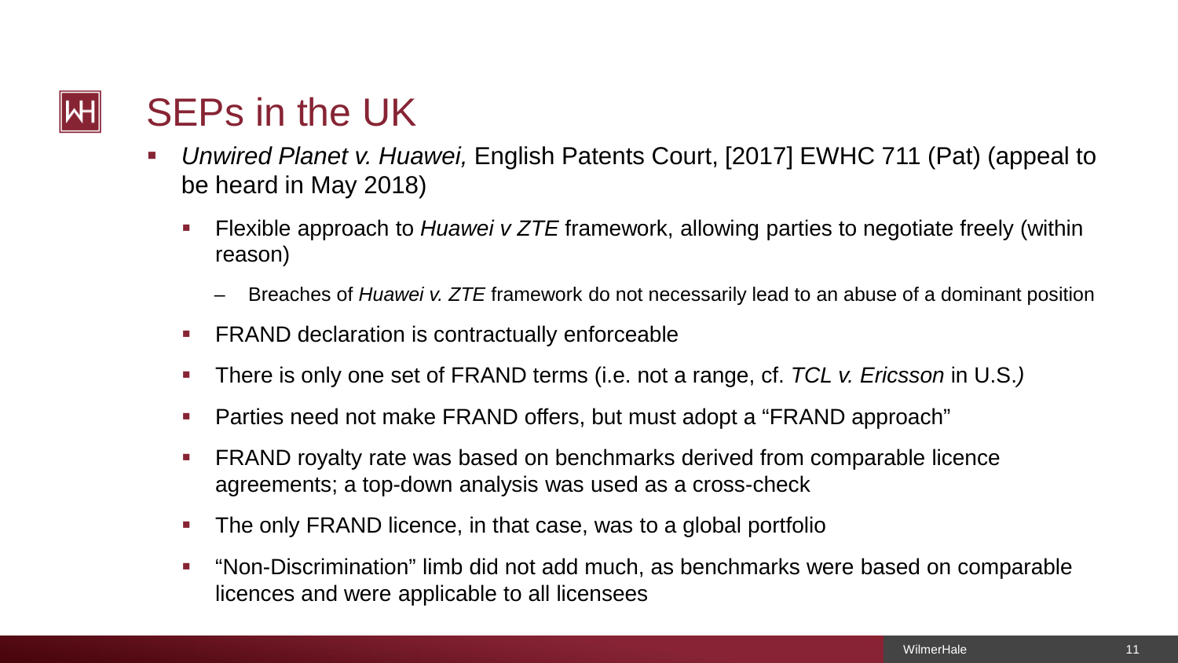# SEPs in the UK

- *Unwired Planet v. Huawei,* English Patents Court, [2017] EWHC 711 (Pat) (appeal to be heard in May 2018)
  - Flexible approach to *Huawei v ZTE* framework, allowing parties to negotiate freely (within reason)
    - Breaches of *Huawei v. ZTE* framework do not necessarily lead to an abuse of a dominant position
  - FRAND declaration is contractually enforceable
  - There is only one set of FRAND terms (i.e. not a range, cf. *TCL v. Ericsson* in U.S.*)*
  - Parties need not make FRAND offers, but must adopt a "FRAND approach"
  - FRAND royalty rate was based on benchmarks derived from comparable licence agreements; a top-down analysis was used as a cross-check
  - The only FRAND licence, in that case, was to a global portfolio
  - "Non-Discrimination" limb did not add much, as benchmarks were based on comparable licences and were applicable to all licensees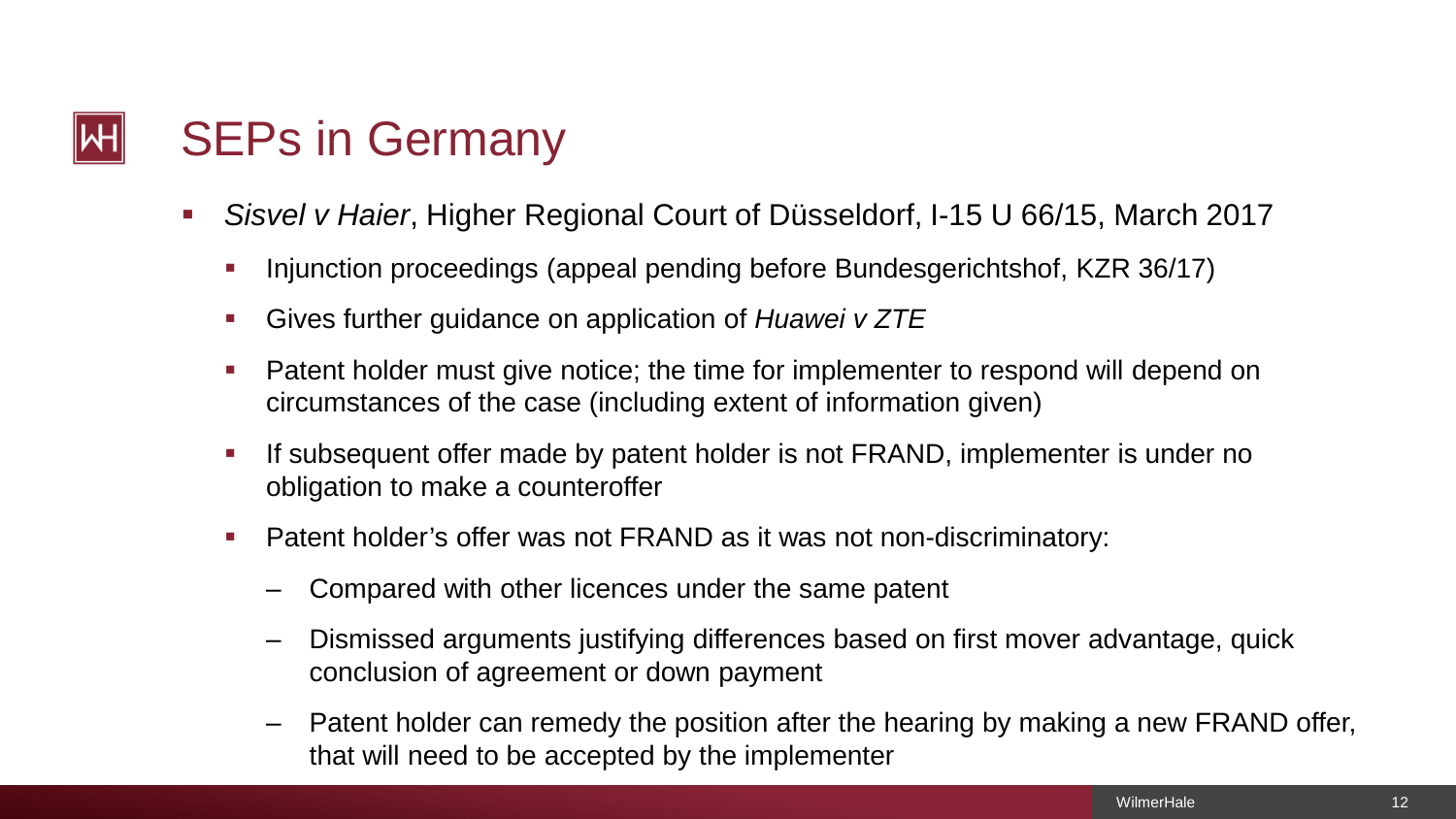# SEPs in Germany

- *Sisvel v Haier*, Higher Regional Court of Düsseldorf, I-15 U 66/15, March 2017
  - Injunction proceedings (appeal pending before Bundesgerichtshof, KZR 36/17)
  - Gives further guidance on application of *Huawei v ZTE*
  - Patent holder must give notice; the time for implementer to respond will depend on circumstances of the case (including extent of information given)
  - If subsequent offer made by patent holder is not FRAND, implementer is under no obligation to make a counteroffer
  - Patent holder's offer was not FRAND as it was not non-discriminatory:
    - Compared with other licences under the same patent
    - Dismissed arguments justifying differences based on first mover advantage, quick conclusion of agreement or down payment
    - Patent holder can remedy the position after the hearing by making a new FRAND offer, that will need to be accepted by the implementer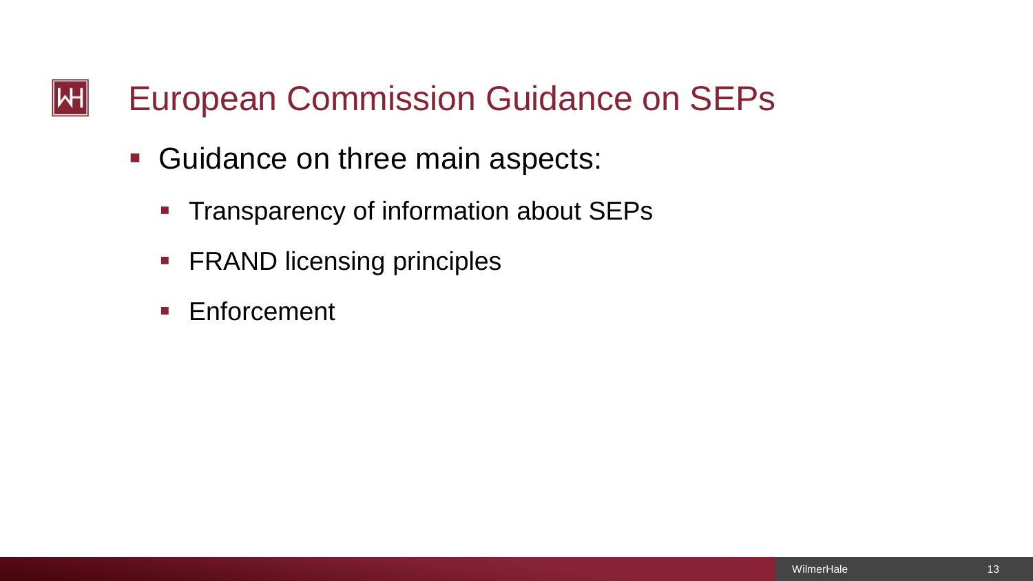# European Commission Guidance on SEPs

- Guidance on three main aspects:
  - Transparency of information about SEPs
  - FRAND licensing principles
  - Enforcement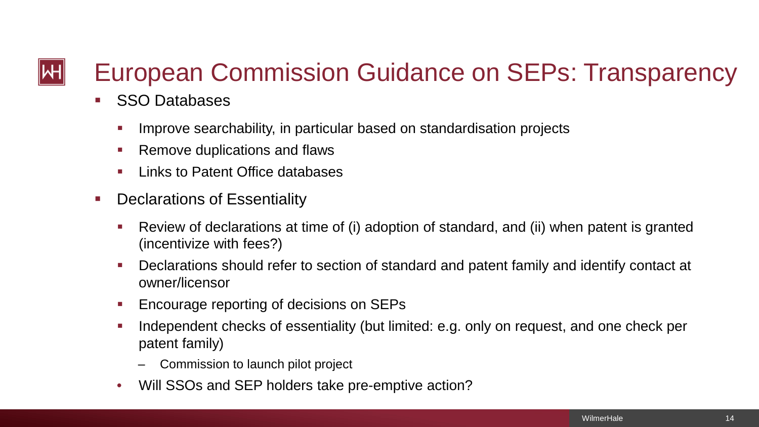# European Commission Guidance on SEPs: Transparency

- SSO Databases
  - Improve searchability, in particular based on standardisation projects
  - Remove duplications and flaws
  - Links to Patent Office databases
- Declarations of Essentiality
  - Review of declarations at time of (i) adoption of standard, and (ii) when patent is granted (incentivize with fees?)
  - Declarations should refer to section of standard and patent family and identify contact at owner/licensor
  - Encourage reporting of decisions on SEPs
  - Independent checks of essentiality (but limited: e.g. only on request, and one check per patent family)
    - Commission to launch pilot project
  - Will SSOs and SEP holders take pre-emptive action?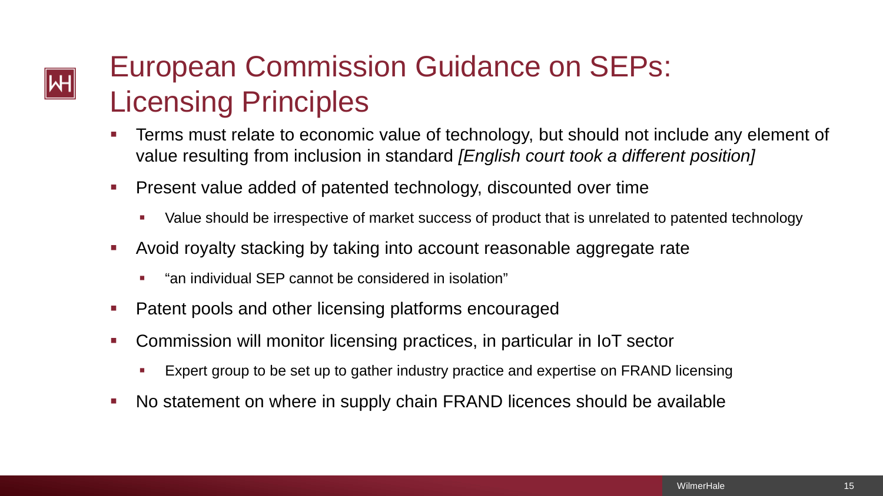# European Commission Guidance on SEPs: Licensing Principles

- Terms must relate to economic value of technology, but should not include any element of value resulting from inclusion in standard *[English court took a different position]*
- Present value added of patented technology, discounted over time
  - Value should be irrespective of market success of product that is unrelated to patented technology
- Avoid royalty stacking by taking into account reasonable aggregate rate
  - "an individual SEP cannot be considered in isolation"
- Patent pools and other licensing platforms encouraged
- Commission will monitor licensing practices, in particular in IoT sector
  - Expert group to be set up to gather industry practice and expertise on FRAND licensing
- No statement on where in supply chain FRAND licences should be available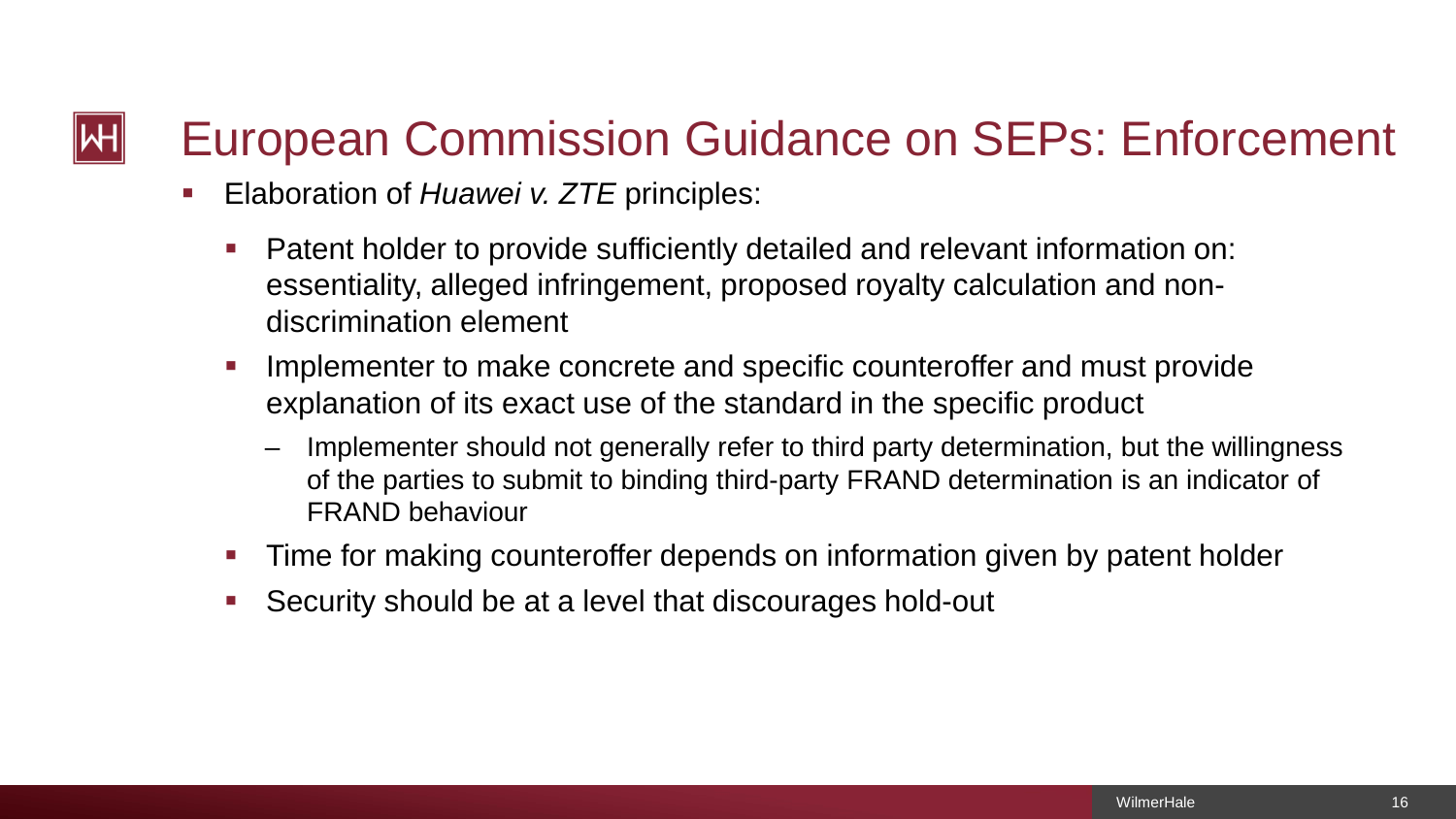# European Commission Guidance on SEPs: Enforcement

- Elaboration of *Huawei v. ZTE* principles:
  - Patent holder to provide sufficiently detailed and relevant information on: essentiality, alleged infringement, proposed royalty calculation and non-discrimination element
  - Implementer to make concrete and specific counteroffer and must provide explanation of its exact use of the standard in the specific product
    - Implementer should not generally refer to third party determination, but the willingness of the parties to submit to binding third-party FRAND determination is an indicator of FRAND behaviour
  - Time for making counteroffer depends on information given by patent holder
  - Security should be at a level that discourages hold-out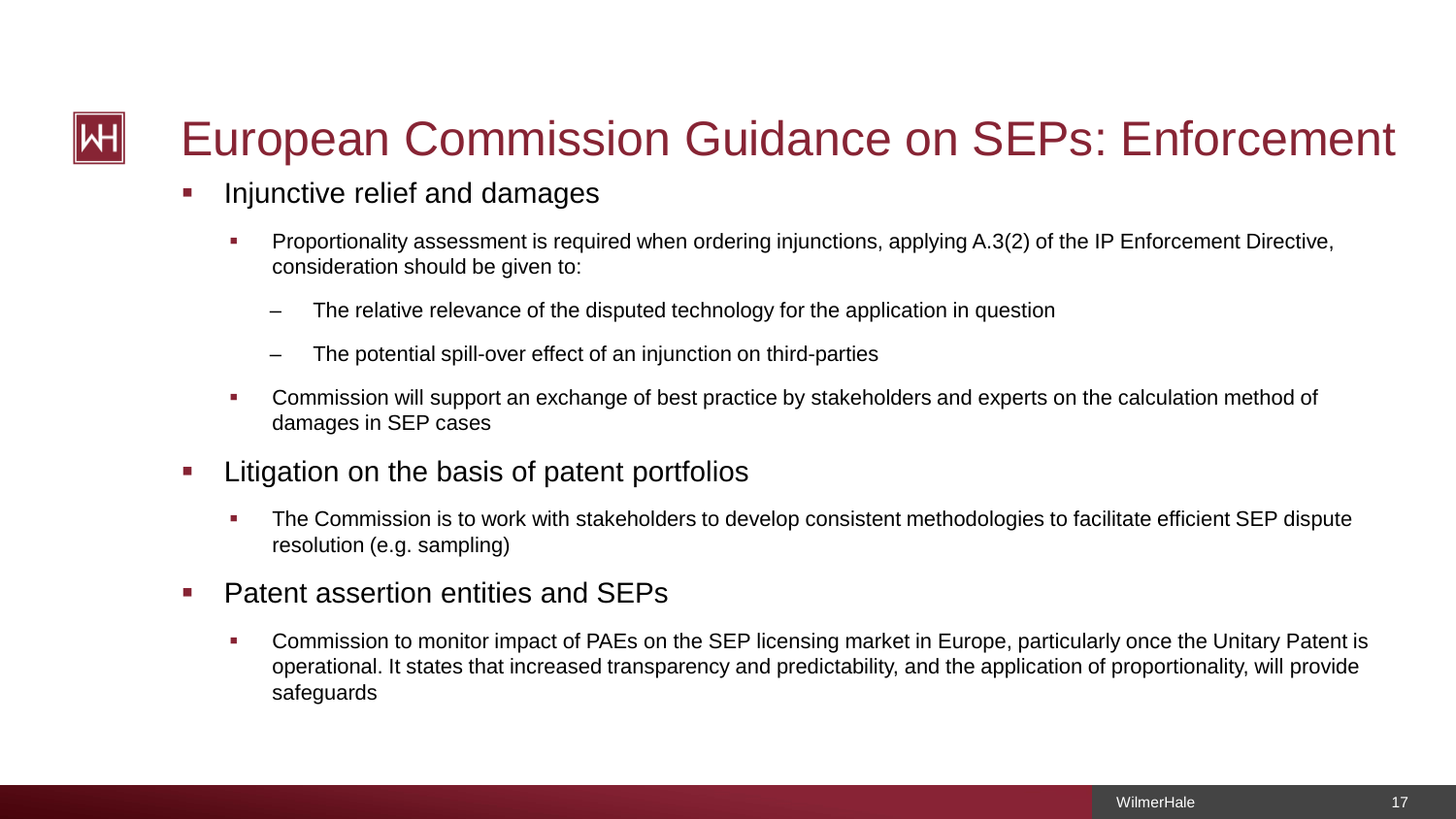# European Commission Guidance on SEPs: Enforcement

- Injunctive relief and damages
  - Proportionality assessment is required when ordering injunctions, applying A.3(2) of the IP Enforcement Directive, consideration should be given to:
    - The relative relevance of the disputed technology for the application in question
    - The potential spill-over effect of an injunction on third-parties
  - Commission will support an exchange of best practice by stakeholders and experts on the calculation method of damages in SEP cases
- Litigation on the basis of patent portfolios
  - The Commission is to work with stakeholders to develop consistent methodologies to facilitate efficient SEP dispute resolution (e.g. sampling)
- Patent assertion entities and SEPs
  - Commission to monitor impact of PAEs on the SEP licensing market in Europe, particularly once the Unitary Patent is operational. It states that increased transparency and predictability, and the application of proportionality, will provide safeguards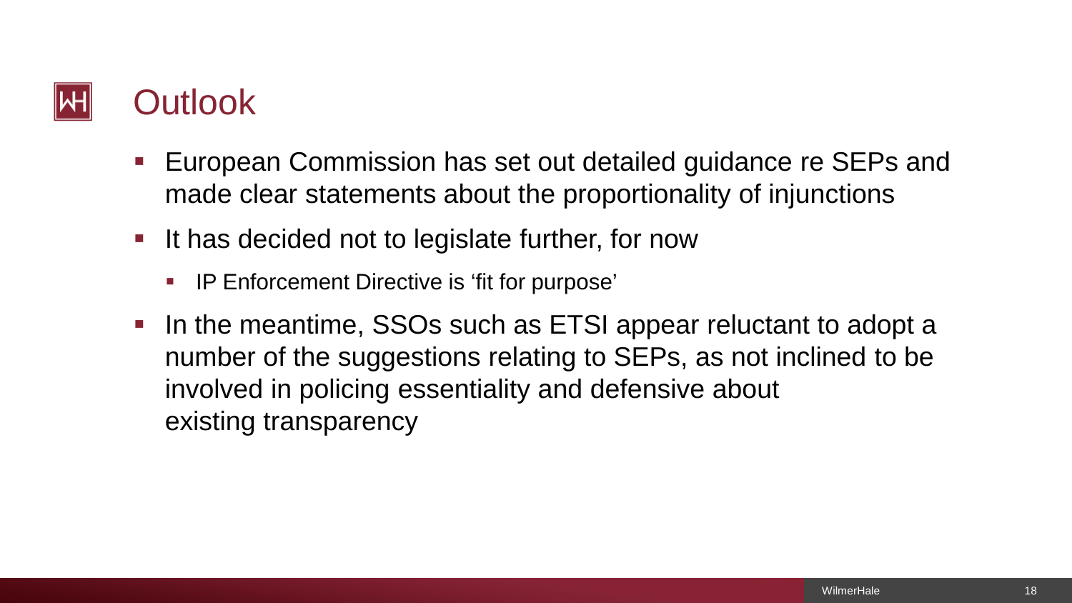# Outlook

- European Commission has set out detailed guidance re SEPs and made clear statements about the proportionality of injunctions
- It has decided not to legislate further, for now
  - IP Enforcement Directive is ‘fit for purpose’
- In the meantime, SSOs such as ETSI appear reluctant to adopt a number of the suggestions relating to SEPs, as not inclined to be involved in policing essentiality and defensive about existing transparency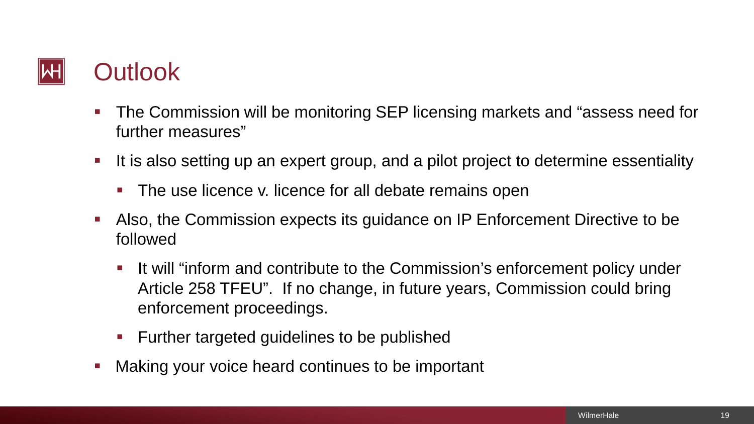# Outlook

- The Commission will be monitoring SEP licensing markets and "assess need for further measures"
- It is also setting up an expert group, and a pilot project to determine essentiality
  - The use licence v. licence for all debate remains open
- Also, the Commission expects its guidance on IP Enforcement Directive to be followed
  - It will "inform and contribute to the Commission's enforcement policy under Article 258 TFEU". If no change, in future years, Commission could bring enforcement proceedings.
  - Further targeted guidelines to be published
- Making your voice heard continues to be important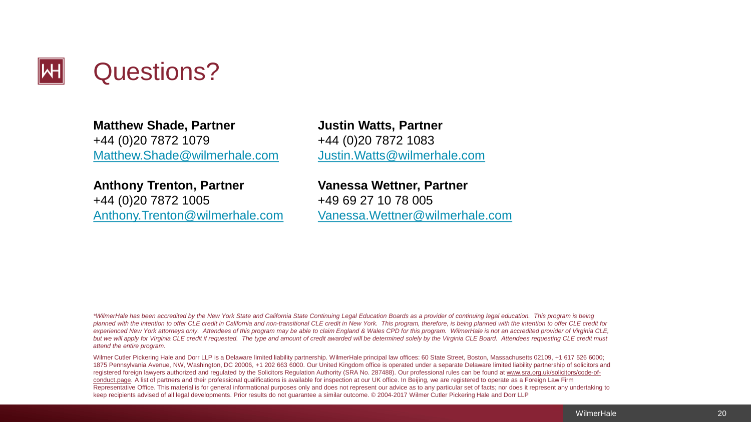# Questions?

**Matthew Shade, Partner**
+44 (0)20 7872 1079
Matthew.Shade@wilmerhale.com

**Justin Watts, Partner**
+44 (0)20 7872 1083
Justin.Watts@wilmerhale.com

**Anthony Trenton, Partner**
+44 (0)20 7872 1005
Anthony.Trenton@wilmerhale.com

**Vanessa Wettner, Partner**
+49 69 27 10 78 005
Vanessa.Wettner@wilmerhale.com

*\*WilmerHale has been accredited by the New York State and California State Continuing Legal Education Boards as a provider of continuing legal education. This program is being planned with the intention to offer CLE credit in California and non-transitional CLE credit in New York. This program, therefore, is being planned with the intention to offer CLE credit for experienced New York attorneys only. Attendees of this program may be able to claim England & Wales CPD for this program. WilmerHale is not an accredited provider of Virginia CLE, but we will apply for Virginia CLE credit if requested. The type and amount of credit awarded will be determined solely by the Virginia CLE Board. Attendees requesting CLE credit must attend the entire program.*

Wilmer Cutler Pickering Hale and Dorr LLP is a Delaware limited liability partnership. WilmerHale principal law offices: 60 State Street, Boston, Massachusetts 02109, +1 617 526 6000; 1875 Pennsylvania Avenue, NW, Washington, DC 20006, +1 202 663 6000. Our United Kingdom office is operated under a separate Delaware limited liability partnership of solicitors and registered foreign lawyers authorized and regulated by the Solicitors Regulation Authority (SRA No. 287488). Our professional rules can be found at www.sra.org.uk/solicitors/code-of-conduct.page. A list of partners and their professional qualifications is available for inspection at our UK office. In Beijing, we are registered to operate as a Foreign Law Firm Representative Office. This material is for general informational purposes only and does not represent our advice as to any particular set of facts; nor does it represent any undertaking to keep recipients advised of all legal developments. Prior results do not guarantee a similar outcome. © 2004-2017 Wilmer Cutler Pickering Hale and Dorr LLP